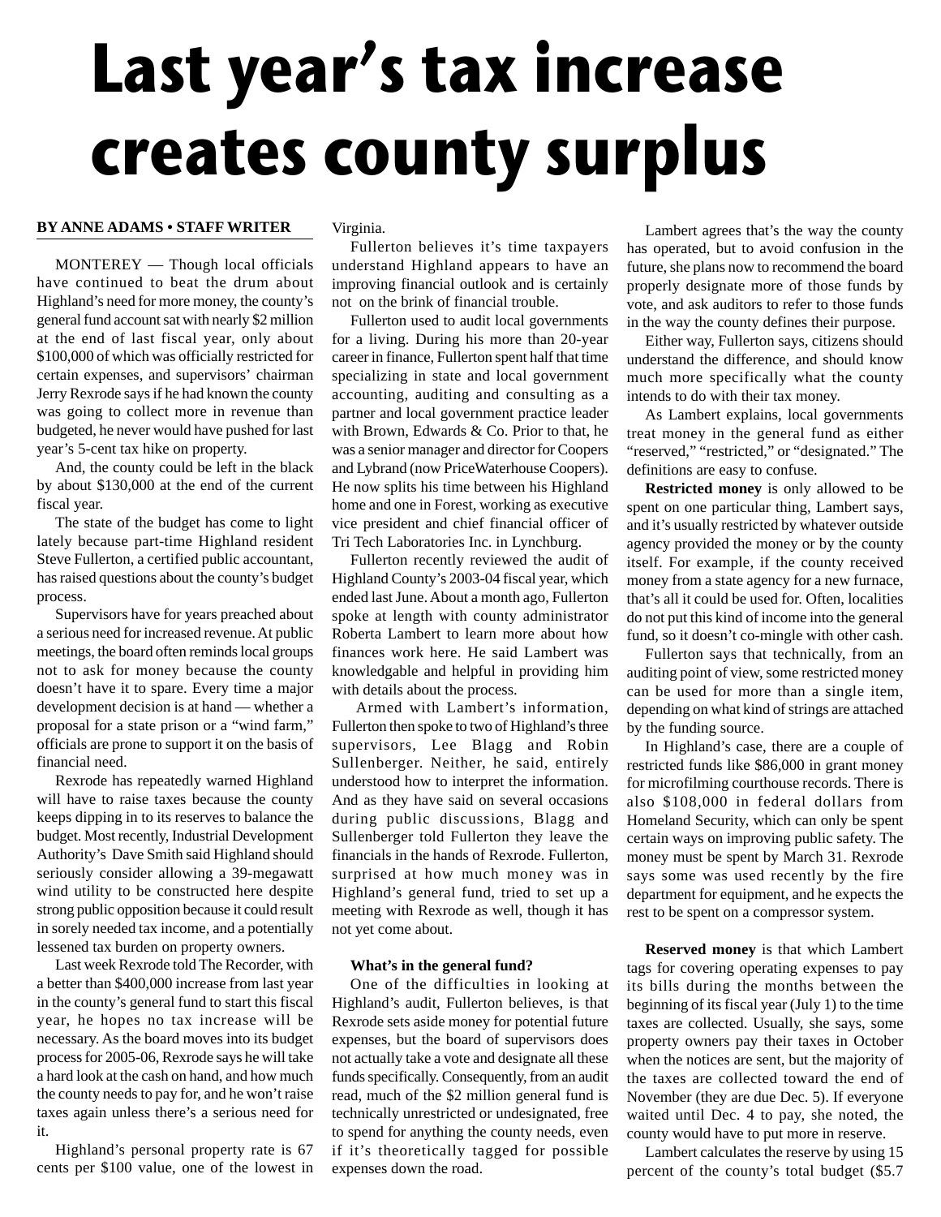# Last year's tax increase creates county surplus

**BY ANNE ADAMS • STAFF WRITER**

MONTEREY — Though local officials have continued to beat the drum about Highland's need for more money, the county's general fund account sat with nearly $2 million at the end of last fiscal year, only about $100,000 of which was officially restricted for certain expenses, and supervisors' chairman Jerry Rexrode says if he had known the county was going to collect more in revenue than budgeted, he never would have pushed for last year's 5-cent tax hike on property.

And, the county could be left in the black by about $130,000 at the end of the current fiscal year.

The state of the budget has come to light lately because part-time Highland resident Steve Fullerton, a certified public accountant, has raised questions about the county's budget process.

Supervisors have for years preached about a serious need for increased revenue. At public meetings, the board often reminds local groups not to ask for money because the county doesn't have it to spare. Every time a major development decision is at hand — whether a proposal for a state prison or a "wind farm," officials are prone to support it on the basis of financial need.

Rexrode has repeatedly warned Highland will have to raise taxes because the county keeps dipping in to its reserves to balance the budget. Most recently, Industrial Development Authority's Dave Smith said Highland should seriously consider allowing a 39-megawatt wind utility to be constructed here despite strong public opposition because it could result in sorely needed tax income, and a potentially lessened tax burden on property owners.

Last week Rexrode told The Recorder, with a better than $400,000 increase from last year in the county's general fund to start this fiscal year, he hopes no tax increase will be necessary. As the board moves into its budget process for 2005-06, Rexrode says he will take a hard look at the cash on hand, and how much the county needs to pay for, and he won't raise taxes again unless there's a serious need for it.

Highland's personal property rate is 67 cents per $100 value, one of the lowest in Virginia.

Fullerton believes it's time taxpayers understand Highland appears to have an improving financial outlook and is certainly not on the brink of financial trouble.

Fullerton used to audit local governments for a living. During his more than 20-year career in finance, Fullerton spent half that time specializing in state and local government accounting, auditing and consulting as a partner and local government practice leader with Brown, Edwards & Co. Prior to that, he was a senior manager and director for Coopers and Lybrand (now PriceWaterhouse Coopers). He now splits his time between his Highland home and one in Forest, working as executive vice president and chief financial officer of Tri Tech Laboratories Inc. in Lynchburg.

Fullerton recently reviewed the audit of Highland County's 2003-04 fiscal year, which ended last June. About a month ago, Fullerton spoke at length with county administrator Roberta Lambert to learn more about how finances work here. He said Lambert was knowledgable and helpful in providing him with details about the process.

Armed with Lambert's information, Fullerton then spoke to two of Highland's three supervisors, Lee Blagg and Robin Sullenberger. Neither, he said, entirely understood how to interpret the information. And as they have said on several occasions during public discussions, Blagg and Sullenberger told Fullerton they leave the financials in the hands of Rexrode. Fullerton, surprised at how much money was in Highland's general fund, tried to set up a meeting with Rexrode as well, though it has not yet come about.

**What's in the general fund?**

One of the difficulties in looking at Highland's audit, Fullerton believes, is that Rexrode sets aside money for potential future expenses, but the board of supervisors does not actually take a vote and designate all these funds specifically. Consequently, from an audit read, much of the $2 million general fund is technically unrestricted or undesignated, free to spend for anything the county needs, even if it's theoretically tagged for possible expenses down the road.

Lambert agrees that's the way the county has operated, but to avoid confusion in the future, she plans now to recommend the board properly designate more of those funds by vote, and ask auditors to refer to those funds in the way the county defines their purpose.

Either way, Fullerton says, citizens should understand the difference, and should know much more specifically what the county intends to do with their tax money.

As Lambert explains, local governments treat money in the general fund as either "reserved," "restricted," or "designated." The definitions are easy to confuse.

**Restricted money** is only allowed to be spent on one particular thing, Lambert says, and it's usually restricted by whatever outside agency provided the money or by the county itself. For example, if the county received money from a state agency for a new furnace, that's all it could be used for. Often, localities do not put this kind of income into the general fund, so it doesn't co-mingle with other cash.

Fullerton says that technically, from an auditing point of view, some restricted money can be used for more than a single item, depending on what kind of strings are attached by the funding source.

In Highland's case, there are a couple of restricted funds like $86,000 in grant money for microfilming courthouse records. There is also $108,000 in federal dollars from Homeland Security, which can only be spent certain ways on improving public safety. The money must be spent by March 31. Rexrode says some was used recently by the fire department for equipment, and he expects the rest to be spent on a compressor system.

**Reserved money** is that which Lambert tags for covering operating expenses to pay its bills during the months between the beginning of its fiscal year (July 1) to the time taxes are collected. Usually, she says, some property owners pay their taxes in October when the notices are sent, but the majority of the taxes are collected toward the end of November (they are due Dec. 5). If everyone waited until Dec. 4 to pay, she noted, the county would have to put more in reserve.

Lambert calculates the reserve by using 15 percent of the county's total budget ($5.7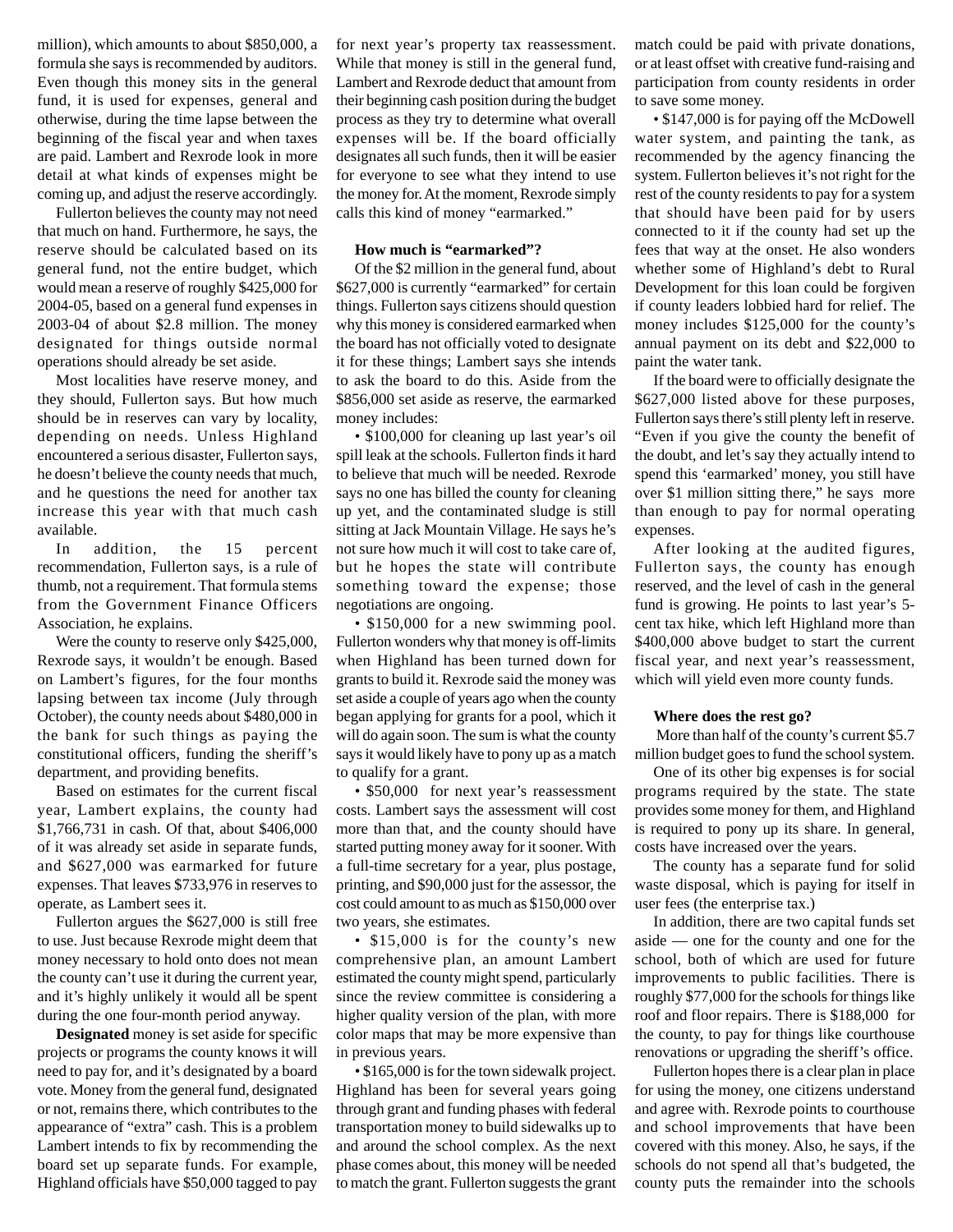million), which amounts to about $850,000, a formula she says is recommended by auditors. Even though this money sits in the general fund, it is used for expenses, general and otherwise, during the time lapse between the beginning of the fiscal year and when taxes are paid. Lambert and Rexrode look in more detail at what kinds of expenses might be coming up, and adjust the reserve accordingly.

Fullerton believes the county may not need that much on hand. Furthermore, he says, the reserve should be calculated based on its general fund, not the entire budget, which would mean a reserve of roughly $425,000 for 2004-05, based on a general fund expenses in 2003-04 of about $2.8 million. The money designated for things outside normal operations should already be set aside.

Most localities have reserve money, and they should, Fullerton says. But how much should be in reserves can vary by locality, depending on needs. Unless Highland encountered a serious disaster, Fullerton says, he doesn't believe the county needs that much, and he questions the need for another tax increase this year with that much cash available.

In addition, the 15 percent recommendation, Fullerton says, is a rule of thumb, not a requirement. That formula stems from the Government Finance Officers Association, he explains.

Were the county to reserve only $425,000, Rexrode says, it wouldn't be enough. Based on Lambert's figures, for the four months lapsing between tax income (July through October), the county needs about $480,000 in the bank for such things as paying the constitutional officers, funding the sheriff's department, and providing benefits.

Based on estimates for the current fiscal year, Lambert explains, the county had $1,766,731 in cash. Of that, about $406,000 of it was already set aside in separate funds, and $627,000 was earmarked for future expenses. That leaves $733,976 in reserves to operate, as Lambert sees it.

Fullerton argues the $627,000 is still free to use. Just because Rexrode might deem that money necessary to hold onto does not mean the county can't use it during the current year, and it's highly unlikely it would all be spent during the one four-month period anyway.

**Designated** money is set aside for specific projects or programs the county knows it will need to pay for, and it's designated by a board vote. Money from the general fund, designated or not, remains there, which contributes to the appearance of "extra" cash. This is a problem Lambert intends to fix by recommending the board set up separate funds. For example, Highland officials have $50,000 tagged to pay for next year's property tax reassessment. While that money is still in the general fund, Lambert and Rexrode deduct that amount from their beginning cash position during the budget process as they try to determine what overall expenses will be. If the board officially designates all such funds, then it will be easier for everyone to see what they intend to use the money for. At the moment, Rexrode simply calls this kind of money "earmarked."

**How much is "earmarked"?**

Of the $2 million in the general fund, about $627,000 is currently "earmarked" for certain things. Fullerton says citizens should question why this money is considered earmarked when the board has not officially voted to designate it for these things; Lambert says she intends to ask the board to do this. Aside from the $856,000 set aside as reserve, the earmarked money includes:

- $100,000 for cleaning up last year's oil spill leak at the schools. Fullerton finds it hard to believe that much will be needed. Rexrode says no one has billed the county for cleaning up yet, and the contaminated sludge is still sitting at Jack Mountain Village. He says he's not sure how much it will cost to take care of, but he hopes the state will contribute something toward the expense; those negotiations are ongoing.
- $150,000 for a new swimming pool. Fullerton wonders why that money is off-limits when Highland has been turned down for grants to build it. Rexrode said the money was set aside a couple of years ago when the county began applying for grants for a pool, which it will do again soon. The sum is what the county says it would likely have to pony up as a match to qualify for a grant.
- $50,000 for next year's reassessment costs. Lambert says the assessment will cost more than that, and the county should have started putting money away for it sooner. With a full-time secretary for a year, plus postage, printing, and $90,000 just for the assessor, the cost could amount to as much as $150,000 over two years, she estimates.
- $15,000 is for the county's new comprehensive plan, an amount Lambert estimated the county might spend, particularly since the review committee is considering a higher quality version of the plan, with more color maps that may be more expensive than in previous years.
- $165,000 is for the town sidewalk project. Highland has been for several years going through grant and funding phases with federal transportation money to build sidewalks up to and around the school complex. As the next phase comes about, this money will be needed to match the grant. Fullerton suggests the grant match could be paid with private donations, or at least offset with creative fund-raising and participation from county residents in order to save some money.
- $147,000 is for paying off the McDowell water system, and painting the tank, as recommended by the agency financing the system. Fullerton believes it's not right for the rest of the county residents to pay for a system that should have been paid for by users connected to it if the county had set up the fees that way at the onset. He also wonders whether some of Highland's debt to Rural Development for this loan could be forgiven if county leaders lobbied hard for relief. The money includes $125,000 for the county's annual payment on its debt and $22,000 to paint the water tank.

If the board were to officially designate the $627,000 listed above for these purposes, Fullerton says there's still plenty left in reserve. "Even if you give the county the benefit of the doubt, and let's say they actually intend to spend this 'earmarked' money, you still have over $1 million sitting there," he says more than enough to pay for normal operating expenses.

After looking at the audited figures, Fullerton says, the county has enough reserved, and the level of cash in the general fund is growing. He points to last year's 5-cent tax hike, which left Highland more than $400,000 above budget to start the current fiscal year, and next year's reassessment, which will yield even more county funds.

**Where does the rest go?**

More than half of the county's current $5.7 million budget goes to fund the school system.

One of its other big expenses is for social programs required by the state. The state provides some money for them, and Highland is required to pony up its share. In general, costs have increased over the years.

The county has a separate fund for solid waste disposal, which is paying for itself in user fees (the enterprise tax.)

In addition, there are two capital funds set aside — one for the county and one for the school, both of which are used for future improvements to public facilities. There is roughly $77,000 for the schools for things like roof and floor repairs. There is $188,000 for the county, to pay for things like courthouse renovations or upgrading the sheriff's office.

Fullerton hopes there is a clear plan in place for using the money, one citizens understand and agree with. Rexrode points to courthouse and school improvements that have been covered with this money. Also, he says, if the schools do not spend all that's budgeted, the county puts the remainder into the schools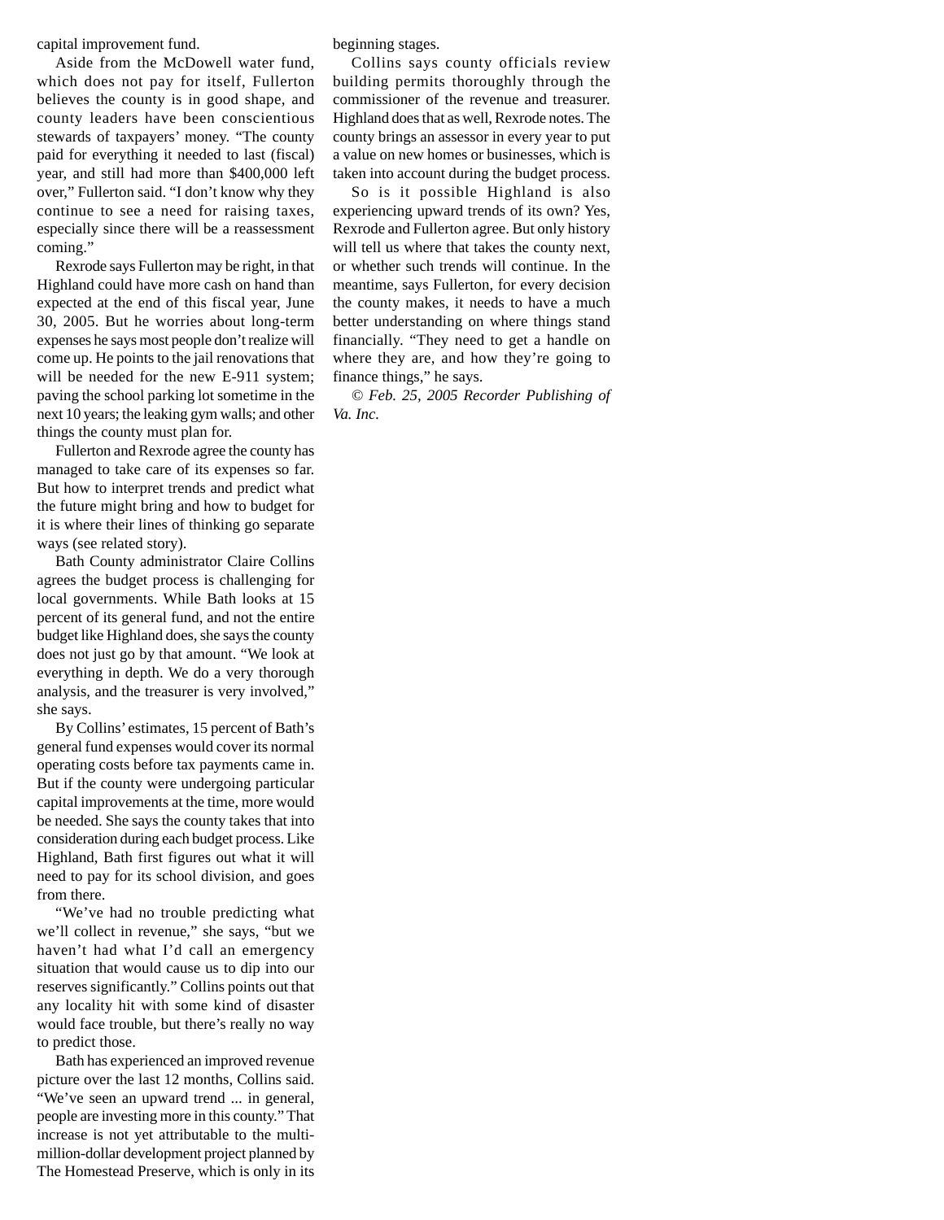capital improvement fund.

Aside from the McDowell water fund, which does not pay for itself, Fullerton believes the county is in good shape, and county leaders have been conscientious stewards of taxpayers' money. "The county paid for everything it needed to last (fiscal) year, and still had more than $400,000 left over," Fullerton said. "I don't know why they continue to see a need for raising taxes, especially since there will be a reassessment coming."

Rexrode says Fullerton may be right, in that Highland could have more cash on hand than expected at the end of this fiscal year, June 30, 2005. But he worries about long-term expenses he says most people don't realize will come up. He points to the jail renovations that will be needed for the new E-911 system; paving the school parking lot sometime in the next 10 years; the leaking gym walls; and other things the county must plan for.

Fullerton and Rexrode agree the county has managed to take care of its expenses so far. But how to interpret trends and predict what the future might bring and how to budget for it is where their lines of thinking go separate ways (see related story).

Bath County administrator Claire Collins agrees the budget process is challenging for local governments. While Bath looks at 15 percent of its general fund, and not the entire budget like Highland does, she says the county does not just go by that amount. "We look at everything in depth. We do a very thorough analysis, and the treasurer is very involved," she says.

By Collins' estimates, 15 percent of Bath's general fund expenses would cover its normal operating costs before tax payments came in. But if the county were undergoing particular capital improvements at the time, more would be needed. She says the county takes that into consideration during each budget process. Like Highland, Bath first figures out what it will need to pay for its school division, and goes from there.

"We've had no trouble predicting what we'll collect in revenue," she says, "but we haven't had what I'd call an emergency situation that would cause us to dip into our reserves significantly." Collins points out that any locality hit with some kind of disaster would face trouble, but there's really no way to predict those.

Bath has experienced an improved revenue picture over the last 12 months, Collins said. "We've seen an upward trend ... in general, people are investing more in this county." That increase is not yet attributable to the multi-million-dollar development project planned by The Homestead Preserve, which is only in its beginning stages.

Collins says county officials review building permits thoroughly through the commissioner of the revenue and treasurer. Highland does that as well, Rexrode notes. The county brings an assessor in every year to put a value on new homes or businesses, which is taken into account during the budget process.

So is it possible Highland is also experiencing upward trends of its own? Yes, Rexrode and Fullerton agree. But only history will tell us where that takes the county next, or whether such trends will continue. In the meantime, says Fullerton, for every decision the county makes, it needs to have a much better understanding on where things stand financially. "They need to get a handle on where they are, and how they're going to finance things," he says.

*© Feb. 25, 2005 Recorder Publishing of Va. Inc.*